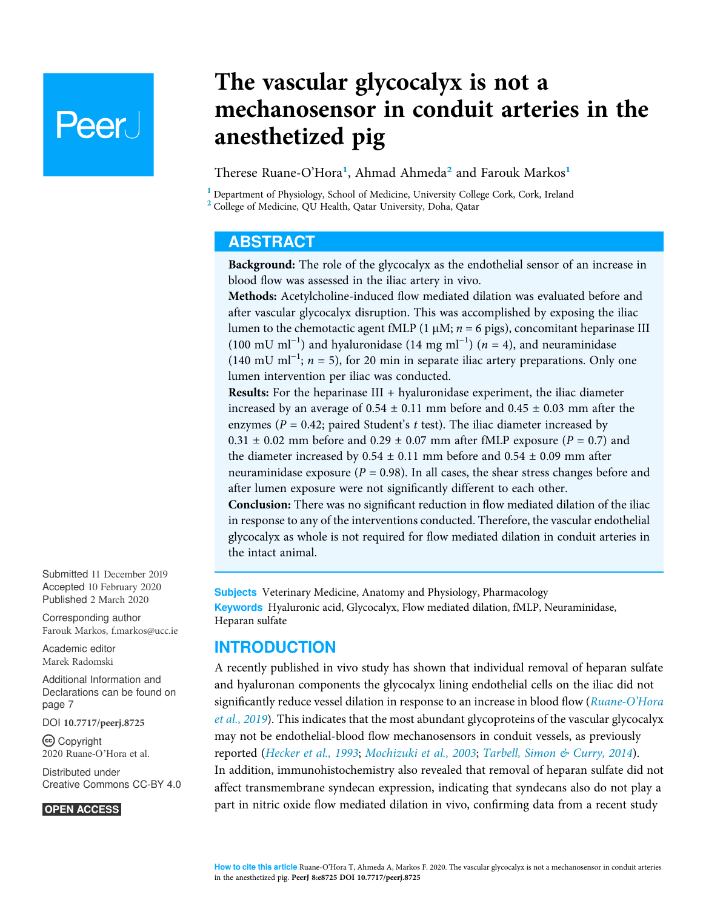# The vascular glycocalyx is not a mechanosensor in conduit arteries in the anesthetized pig

Therese Ruane-O'Hora[1], Ahmad Ahmeda[2] and Farouk Markos[1]

[1] Department of Physiology, School of Medicine, University College Cork, Cork, Ireland
[2] College of Medicine, QU Health, Qatar University, Doha, Qatar

## ABSTRACT

**Background:** The role of the glycocalyx as the endothelial sensor of an increase in blood flow was assessed in the iliac artery in vivo.

**Methods:** Acetylcholine-induced flow mediated dilation was evaluated before and after vascular glycocalyx disruption. This was accomplished by exposing the iliac lumen to the chemotactic agent fMLP (1 μM; $n = 6$ pigs), concomitant heparinase III (100 mU $ml^{-1}$) and hyaluronidase (14 mg $ml^{-1}$) ($n = 4$), and neuraminidase (140 mU $ml^{-1}$; $n = 5$), for 20 min in separate iliac artery preparations. Only one lumen intervention per iliac was conducted.

**Results:** For the heparinase III + hyaluronidase experiment, the iliac diameter increased by an average of 0.54 ± 0.11 mm before and 0.45 ± 0.03 mm after the enzymes ($P = 0.42$; paired Student's $t$ test). The iliac diameter increased by 0.31 ± 0.02 mm before and 0.29 ± 0.07 mm after fMLP exposure ($P = 0.7$) and the diameter increased by 0.54 ± 0.11 mm before and 0.54 ± 0.09 mm after neuraminidase exposure ($P = 0.98$). In all cases, the shear stress changes before and after lumen exposure were not significantly different to each other.

**Conclusion:** There was no significant reduction in flow mediated dilation of the iliac in response to any of the interventions conducted. Therefore, the vascular endothelial glycocalyx as whole is not required for flow mediated dilation in conduit arteries in the intact animal.

Submitted 11 December 2019
Accepted 10 February 2020
Published 2 March 2020

Corresponding author
Farouk Markos, f.markos@ucc.ie

Academic editor
Marek Radomski

Additional Information and Declarations can be found on page 7

DOI 10.7717/peerj.8725

Copyright
2020 Ruane-O'Hora et al.

Distributed under
Creative Commons CC-BY 4.0

OPEN ACCESS

**Subjects** Veterinary Medicine, Anatomy and Physiology, Pharmacology
**Keywords** Hyaluronic acid, Glycocalyx, Flow mediated dilation, fMLP, Neuraminidase, Heparan sulfate

## INTRODUCTION

A recently published in vivo study has shown that individual removal of heparan sulfate and hyaluronan components the glycocalyx lining endothelial cells on the iliac did not significantly reduce vessel dilation in response to an increase in blood flow (Ruane-O'Hora et al., 2019). This indicates that the most abundant glycoproteins of the vascular glycocalyx may not be endothelial-blood flow mechanosensors in conduit vessels, as previously reported (Hecker et al., 1993; Mochizuki et al., 2003; Tarbell, Simon & Curry, 2014). In addition, immunohistochemistry also revealed that removal of heparan sulfate did not affect transmembrane syndecan expression, indicating that syndecans also do not play a part in nitric oxide flow mediated dilation in vivo, confirming data from a recent study

**How to cite this article** Ruane-O'Hora T, Ahmeda A, Markos F. 2020. The vascular glycocalyx is not a mechanosensor in conduit arteries in the anesthetized pig. PeerJ 8:e8725 DOI 10.7717/peerj.8725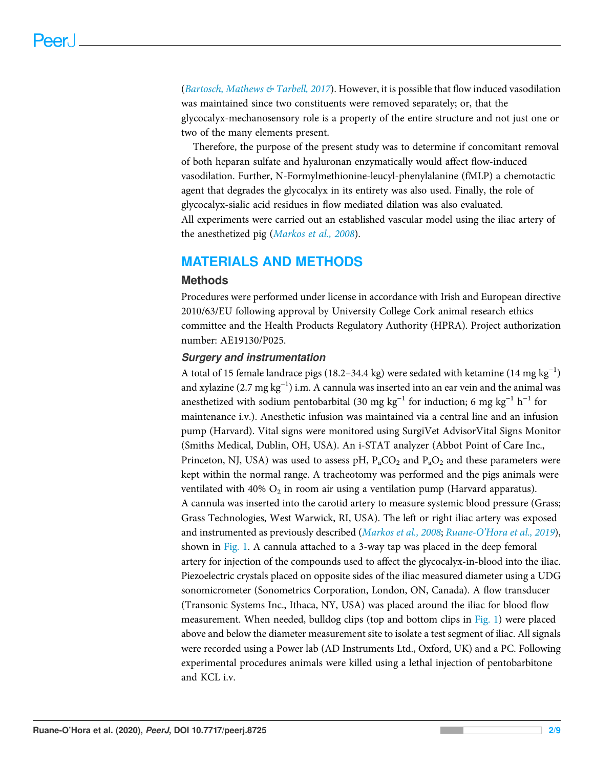(*Bartosch, Mathews & Tarbell, 2017*). However, it is possible that flow induced vasodilation was maintained since two constituents were removed separately; or, that the glycocalyx-mechanosensory role is a property of the entire structure and not just one or two of the many elements present.

Therefore, the purpose of the present study was to determine if concomitant removal of both heparan sulfate and hyaluronan enzymatically would affect flow-induced vasodilation. Further, N-Formylmethionine-leucyl-phenylalanine (fMLP) a chemotactic agent that degrades the glycocalyx in its entirety was also used. Finally, the role of glycocalyx-sialic acid residues in flow mediated dilation was also evaluated. All experiments were carried out an established vascular model using the iliac artery of the anesthetized pig (*Markos et al., 2008*).

## MATERIALS AND METHODS

### Methods

Procedures were performed under license in accordance with Irish and European directive 2010/63/EU following approval by University College Cork animal research ethics committee and the Health Products Regulatory Authority (HPRA). Project authorization number: AE19130/P025.

#### *Surgery and instrumentation*

A total of 15 female landrace pigs (18.2–34.4 kg) were sedated with ketamine (14 mg $kg^{-1}$) and xylazine (2.7 mg $kg^{-1}$) i.m. A cannula was inserted into an ear vein and the animal was anesthetized with sodium pentobarbital (30 mg $kg^{-1}$ for induction; 6 mg $kg^{-1}$ $h^{-1}$ for maintenance i.v.). Anesthetic infusion was maintained via a central line and an infusion pump (Harvard). Vital signs were monitored using SurgiVet AdvisorVital Signs Monitor (Smiths Medical, Dublin, OH, USA). An i-STAT analyzer (Abbot Point of Care Inc., Princeton, NJ, USA) was used to assess pH, $P_aCO_2$ and $P_aO_2$ and these parameters were kept within the normal range. A tracheotomy was performed and the pigs animals were ventilated with 40% $O_2$ in room air using a ventilation pump (Harvard apparatus). A cannula was inserted into the carotid artery to measure systemic blood pressure (Grass; Grass Technologies, West Warwick, RI, USA). The left or right iliac artery was exposed and instrumented as previously described (*Markos et al., 2008*; *Ruane-O'Hora et al., 2019*), shown in Fig. 1. A cannula attached to a 3-way tap was placed in the deep femoral artery for injection of the compounds used to affect the glycocalyx-in-blood into the iliac. Piezoelectric crystals placed on opposite sides of the iliac measured diameter using a UDG sonomicrometer (Sonometrics Corporation, London, ON, Canada). A flow transducer (Transonic Systems Inc., Ithaca, NY, USA) was placed around the iliac for blood flow measurement. When needed, bulldog clips (top and bottom clips in Fig. 1) were placed above and below the diameter measurement site to isolate a test segment of iliac. All signals were recorded using a Power lab (AD Instruments Ltd., Oxford, UK) and a PC. Following experimental procedures animals were killed using a lethal injection of pentobarbitone and KCL i.v.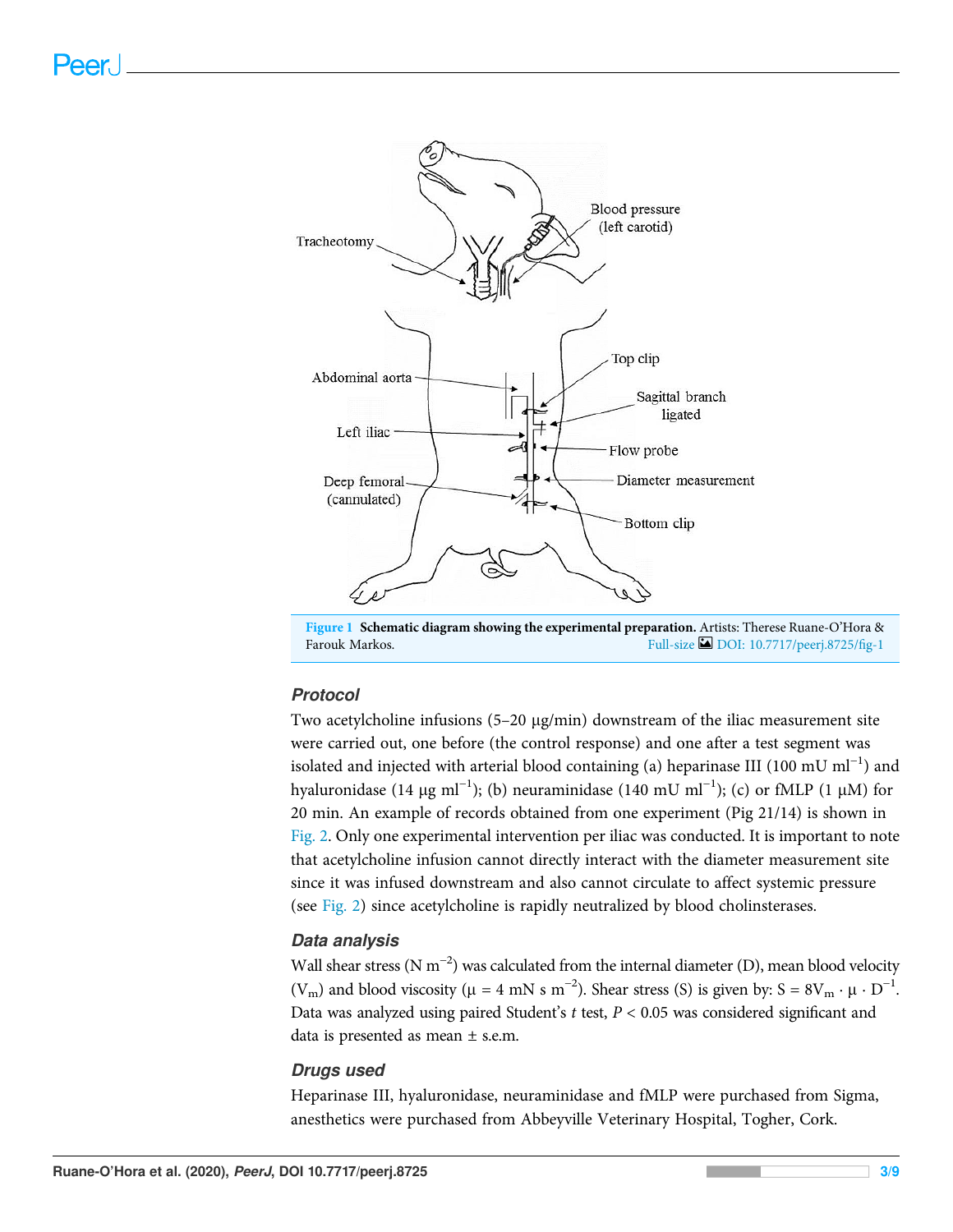**Figure 1 Schematic diagram showing the experimental preparation.** Artists: Therese Ruane-O'Hora & Farouk Markos.

### Protocol

Two acetylcholine infusions (5–20 μg/min) downstream of the iliac measurement site were carried out, one before (the control response) and one after a test segment was isolated and injected with arterial blood containing (a) heparinase III (100 mU $ml^{-1}$) and hyaluronidase (14 μg $ml^{-1}$); (b) neuraminidase (140 mU $ml^{-1}$); (c) or fMLP (1 μM) for 20 min. An example of records obtained from one experiment (Pig 21/14) is shown in Fig. 2. Only one experimental intervention per iliac was conducted. It is important to note that acetylcholine infusion cannot directly interact with the diameter measurement site since it was infused downstream and also cannot circulate to affect systemic pressure (see Fig. 2) since acetylcholine is rapidly neutralized by blood cholinsterases.

### Data analysis

Wall shear stress (N $m^{-2}$) was calculated from the internal diameter (D), mean blood velocity ($V_m$) and blood viscosity ($\mu$ = 4 mN s $m^{-2}$). Shear stress (S) is given by: $S = 8V_m \cdot \mu \cdot D^{-1}$. Data was analyzed using paired Student's *t* test, $P < 0.05$ was considered significant and data is presented as mean ± s.e.m.

### Drugs used

Heparinase III, hyaluronidase, neuraminidase and fMLP were purchased from Sigma, anesthetics were purchased from Abbeyville Veterinary Hospital, Togher, Cork.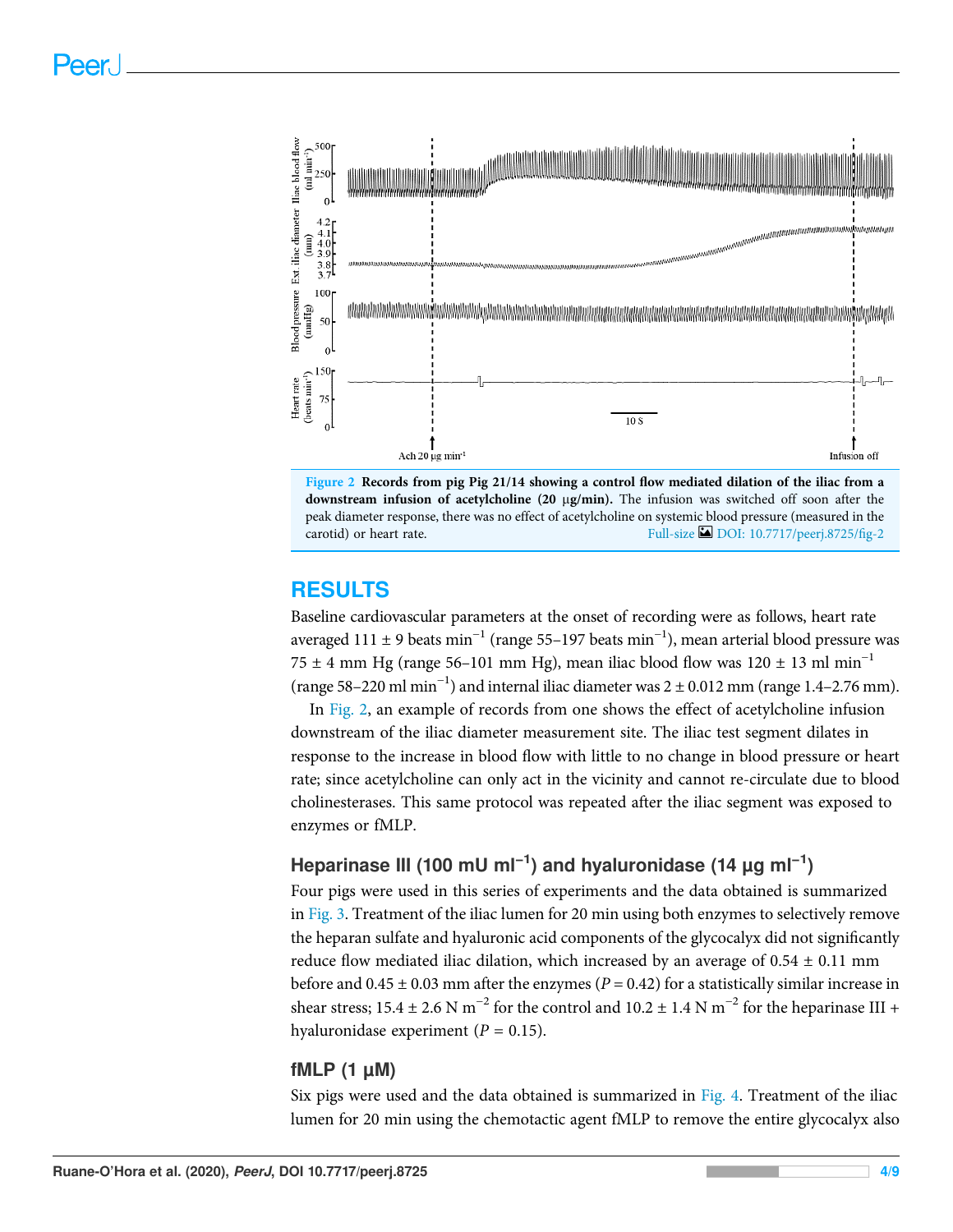**Figure 2 Records from pig Pig 21/14 showing a control flow mediated dilation of the iliac from a downstream infusion of acetylcholine (20 μg/min).** The infusion was switched off soon after the peak diameter response, there was no effect of acetylcholine on systemic blood pressure (measured in the carotid) or heart rate. Full-size DOI: 10.7717/peerj.8725/fig-2

## RESULTS

Baseline cardiovascular parameters at the onset of recording were as follows, heart rate averaged 111 ± 9 beats $min^{-1}$ (range 55–197 beats $min^{-1}$), mean arterial blood pressure was 75 ± 4 mm Hg (range 56–101 mm Hg), mean iliac blood flow was 120 ± 13 ml $min^{-1}$ (range 58–220 ml $min^{-1}$) and internal iliac diameter was 2 ± 0.012 mm (range 1.4–2.76 mm).

In Fig. 2, an example of records from one shows the effect of acetylcholine infusion downstream of the iliac diameter measurement site. The iliac test segment dilates in response to the increase in blood flow with little to no change in blood pressure or heart rate; since acetylcholine can only act in the vicinity and cannot re-circulate due to blood cholinesterases. This same protocol was repeated after the iliac segment was exposed to enzymes or fMLP.

### Heparinase III (100 mU $ml^{-1}$) and hyaluronidase (14 μg $ml^{-1}$)

Four pigs were used in this series of experiments and the data obtained is summarized in Fig. 3. Treatment of the iliac lumen for 20 min using both enzymes to selectively remove the heparan sulfate and hyaluronic acid components of the glycocalyx did not significantly reduce flow mediated iliac dilation, which increased by an average of 0.54 ± 0.11 mm before and 0.45 ± 0.03 mm after the enzymes ($P = 0.42$) for a statistically similar increase in shear stress; 15.4 ± 2.6 N $m^{-2}$ for the control and 10.2 ± 1.4 N $m^{-2}$ for the heparinase III + hyaluronidase experiment ($P = 0.15$).

### fMLP (1 μM)

Six pigs were used and the data obtained is summarized in Fig. 4. Treatment of the iliac lumen for 20 min using the chemotactic agent fMLP to remove the entire glycocalyx also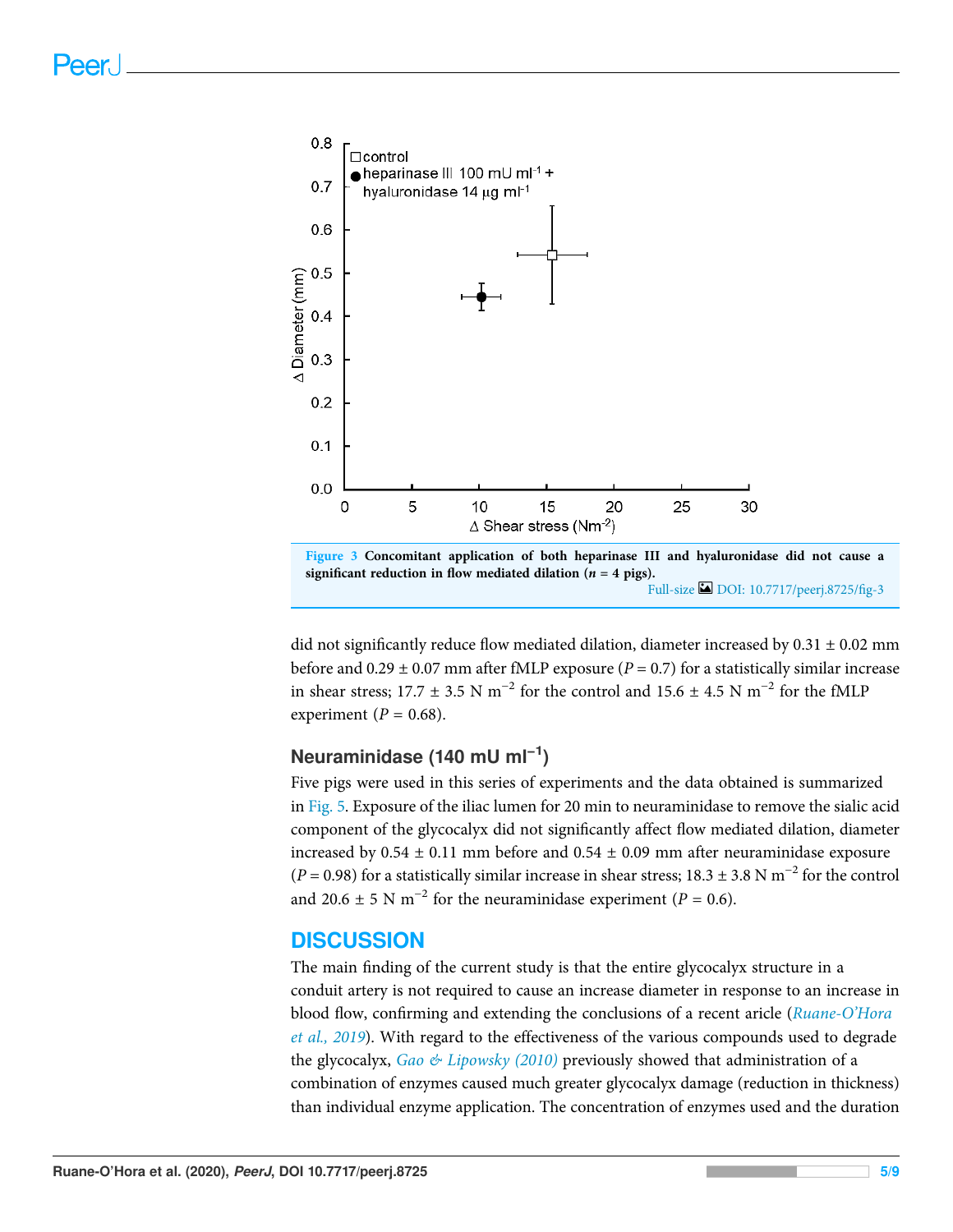**Figure 3 Concomitant application of both heparinase III and hyaluronidase did not cause a significant reduction in flow mediated dilation ($n$ = 4 pigs).**

Full-size DOI: 10.7717/peerj.8725/fig-3

did not significantly reduce flow mediated dilation, diameter increased by 0.31 ± 0.02 mm before and 0.29 ± 0.07 mm after fMLP exposure ($P$ = 0.7) for a statistically similar increase in shear stress; 17.7 ± 3.5 N $m^{-2}$ for the control and 15.6 ± 4.5 N $m^{-2}$ for the fMLP experiment ($P$ = 0.68).

### Neuraminidase (140 mU $ml^{-1}$)

Five pigs were used in this series of experiments and the data obtained is summarized in Fig. 5. Exposure of the iliac lumen for 20 min to neuraminidase to remove the sialic acid component of the glycocalyx did not significantly affect flow mediated dilation, diameter increased by 0.54 ± 0.11 mm before and 0.54 ± 0.09 mm after neuraminidase exposure ($P$ = 0.98) for a statistically similar increase in shear stress; 18.3 ± 3.8 N $m^{-2}$ for the control and 20.6 ± 5 N $m^{-2}$ for the neuraminidase experiment ($P$ = 0.6).

## DISCUSSION

The main finding of the current study is that the entire glycocalyx structure in a conduit artery is not required to cause an increase diameter in response to an increase in blood flow, confirming and extending the conclusions of a recent aricle (*Ruane-O'Hora et al., 2019*). With regard to the effectiveness of the various compounds used to degrade the glycocalyx, *Gao & Lipowsky (2010)* previously showed that administration of a combination of enzymes caused much greater glycocalyx damage (reduction in thickness) than individual enzyme application. The concentration of enzymes used and the duration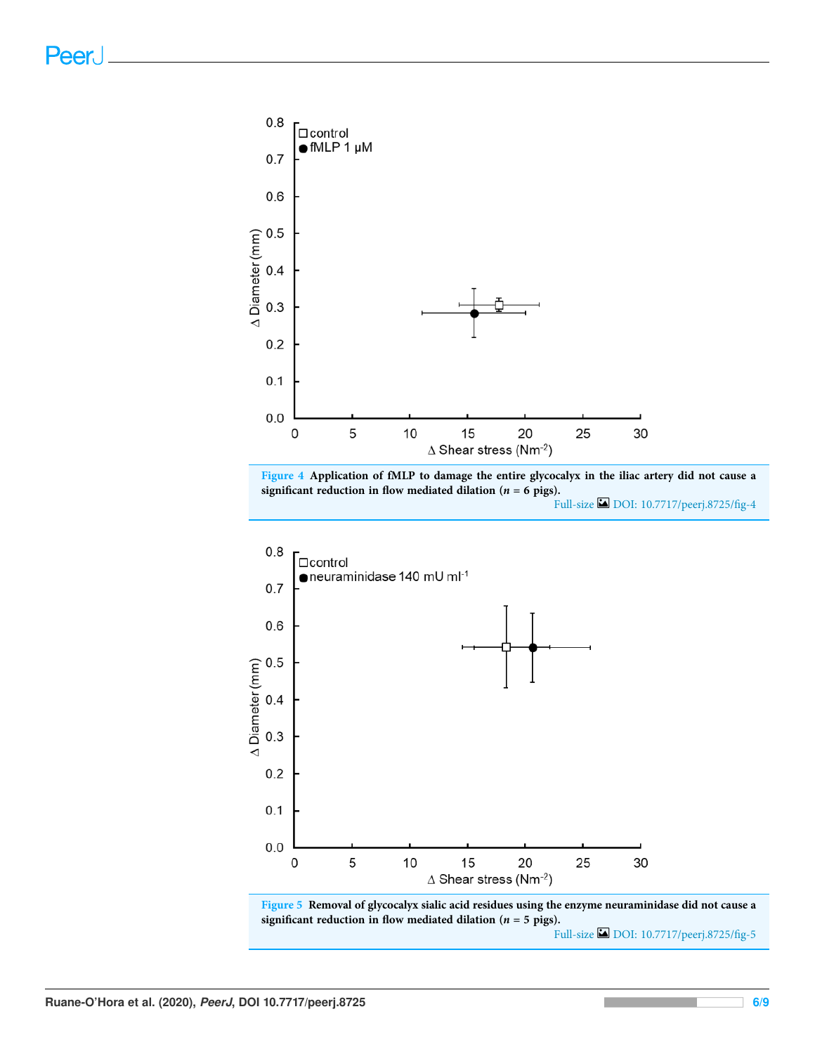**Figure 4** **Application of fMLP to damage the entire glycocalyx in the iliac artery did not cause a significant reduction in flow mediated dilation ($n$ = 6 pigs).**

Full-size DOI: 10.7717/peerj.8725/fig-4

**Figure 5** **Removal of glycocalyx sialic acid residues using the enzyme neuraminidase did not cause a significant reduction in flow mediated dilation ($n$ = 5 pigs).**

Full-size DOI: 10.7717/peerj.8725/fig-5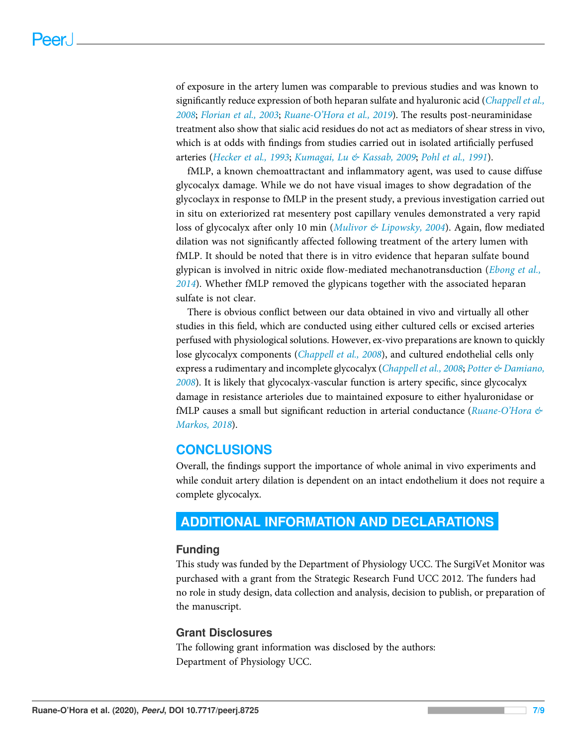of exposure in the artery lumen was comparable to previous studies and was known to significantly reduce expression of both heparan sulfate and hyaluronic acid (*Chappell et al., 2008*; *Florian et al., 2003*; *Ruane-O'Hora et al., 2019*). The results post-neuraminidase treatment also show that sialic acid residues do not act as mediators of shear stress in vivo, which is at odds with findings from studies carried out in isolated artificially perfused arteries (*Hecker et al., 1993*; *Kumagai, Lu & Kassab, 2009*; *Pohl et al., 1991*).

fMLP, a known chemoattractant and inflammatory agent, was used to cause diffuse glycocalyx damage. While we do not have visual images to show degradation of the glycoclayx in response to fMLP in the present study, a previous investigation carried out in situ on exteriorized rat mesentery post capillary venules demonstrated a very rapid loss of glycocalyx after only 10 min (*Mulivor & Lipowsky, 2004*). Again, flow mediated dilation was not significantly affected following treatment of the artery lumen with fMLP. It should be noted that there is in vitro evidence that heparan sulfate bound glypican is involved in nitric oxide flow-mediated mechanotransduction (*Ebong et al., 2014*). Whether fMLP removed the glypicans together with the associated heparan sulfate is not clear.

There is obvious conflict between our data obtained in vivo and virtually all other studies in this field, which are conducted using either cultured cells or excised arteries perfused with physiological solutions. However, ex-vivo preparations are known to quickly lose glycocalyx components (*Chappell et al., 2008*), and cultured endothelial cells only express a rudimentary and incomplete glycocalyx (*Chappell et al., 2008*; *Potter & Damiano, 2008*). It is likely that glycocalyx-vascular function is artery specific, since glycocalyx damage in resistance arterioles due to maintained exposure to either hyaluronidase or fMLP causes a small but significant reduction in arterial conductance (*Ruane-O'Hora & Markos, 2018*).

## CONCLUSIONS

Overall, the findings support the importance of whole animal in vivo experiments and while conduit artery dilation is dependent on an intact endothelium it does not require a complete glycocalyx.

## ADDITIONAL INFORMATION AND DECLARATIONS

### Funding

This study was funded by the Department of Physiology UCC. The SurgiVet Monitor was purchased with a grant from the Strategic Research Fund UCC 2012. The funders had no role in study design, data collection and analysis, decision to publish, or preparation of the manuscript.

### Grant Disclosures

The following grant information was disclosed by the authors:
Department of Physiology UCC.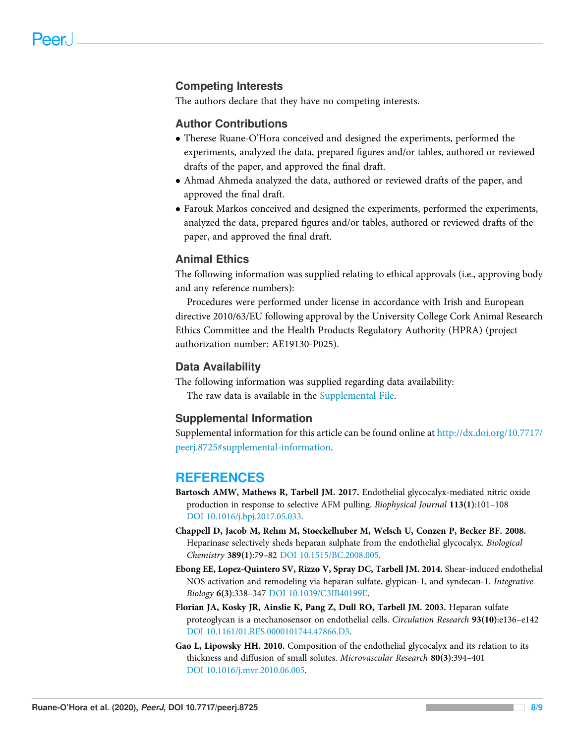## Competing Interests

The authors declare that they have no competing interests.

## Author Contributions

- Therese Ruane-O'Hora conceived and designed the experiments, performed the experiments, analyzed the data, prepared figures and/or tables, authored or reviewed drafts of the paper, and approved the final draft.
- Ahmad Ahmeda analyzed the data, authored or reviewed drafts of the paper, and approved the final draft.
- Farouk Markos conceived and designed the experiments, performed the experiments, analyzed the data, prepared figures and/or tables, authored or reviewed drafts of the paper, and approved the final draft.

## Animal Ethics

The following information was supplied relating to ethical approvals (i.e., approving body and any reference numbers):

Procedures were performed under license in accordance with Irish and European directive 2010/63/EU following approval by the University College Cork Animal Research Ethics Committee and the Health Products Regulatory Authority (HPRA) (project authorization number: AE19130-P025).

## Data Availability

The following information was supplied regarding data availability:

The raw data is available in the Supplemental File.

## Supplemental Information

Supplemental information for this article can be found online at http://dx.doi.org/10.7717/peerj.8725#supplemental-information.

# REFERENCES

**Bartosch AMW, Mathews R, Tarbell JM. 2017.** Endothelial glycocalyx-mediated nitric oxide production in response to selective AFM pulling. *Biophysical Journal* **113(1)**:101–108 DOI 10.1016/j.bpj.2017.05.033.

**Chappell D, Jacob M, Rehm M, Stoeckelhuber M, Welsch U, Conzen P, Becker BF. 2008.** Heparinase selectively sheds heparan sulphate from the endothelial glycocalyx. *Biological Chemistry* **389(1)**:79–82 DOI 10.1515/BC.2008.005.

**Ebong EE, Lopez-Quintero SV, Rizzo V, Spray DC, Tarbell JM. 2014.** Shear-induced endothelial NOS activation and remodeling via heparan sulfate, glypican-1, and syndecan-1. *Integrative Biology* **6(3)**:338–347 DOI 10.1039/C3IB40199E.

**Florian JA, Kosky JR, Ainslie K, Pang Z, Dull RO, Tarbell JM. 2003.** Heparan sulfate proteoglycan is a mechanosensor on endothelial cells. *Circulation Research* **93(10)**:e136–e142 DOI 10.1161/01.RES.0000101744.47866.D5.

**Gao L, Lipowsky HH. 2010.** Composition of the endothelial glycocalyx and its relation to its thickness and diffusion of small solutes. *Microvascular Research* **80(3)**:394–401 DOI 10.1016/j.mvr.2010.06.005.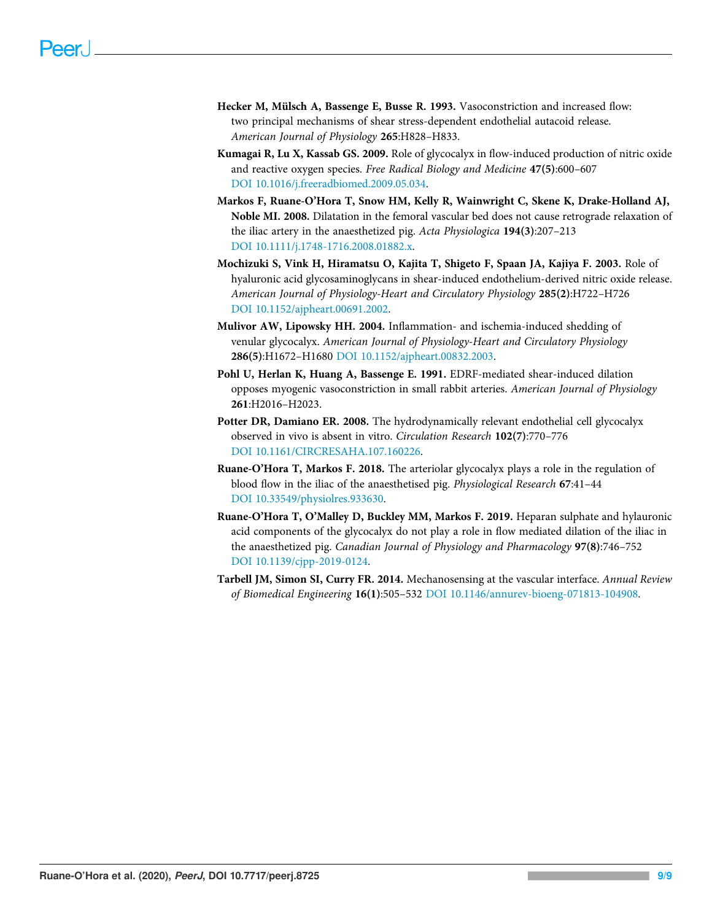**Hecker M, Mülsch A, Bassenge E, Busse R. 1993.** Vasoconstriction and increased flow: two principal mechanisms of shear stress-dependent endothelial autacoid release. *American Journal of Physiology* **265**:H828–H833.

**Kumagai R, Lu X, Kassab GS. 2009.** Role of glycocalyx in flow-induced production of nitric oxide and reactive oxygen species. *Free Radical Biology and Medicine* **47(5)**:600–607 DOI 10.1016/j.freeradbiomed.2009.05.034.

**Markos F, Ruane-O'Hora T, Snow HM, Kelly R, Wainwright C, Skene K, Drake-Holland AJ, Noble MI. 2008.** Dilatation in the femoral vascular bed does not cause retrograde relaxation of the iliac artery in the anaesthetized pig. *Acta Physiologica* **194(3)**:207–213 DOI 10.1111/j.1748-1716.2008.01882.x.

**Mochizuki S, Vink H, Hiramatsu O, Kajita T, Shigeto F, Spaan JA, Kajiya F. 2003.** Role of hyaluronic acid glycosaminoglycans in shear-induced endothelium-derived nitric oxide release. *American Journal of Physiology-Heart and Circulatory Physiology* **285(2)**:H722–H726 DOI 10.1152/ajpheart.00691.2002.

**Mulivor AW, Lipowsky HH. 2004.** Inflammation- and ischemia-induced shedding of venular glycocalyx. *American Journal of Physiology-Heart and Circulatory Physiology* **286(5)**:H1672–H1680 DOI 10.1152/ajpheart.00832.2003.

**Pohl U, Herlan K, Huang A, Bassenge E. 1991.** EDRF-mediated shear-induced dilation opposes myogenic vasoconstriction in small rabbit arteries. *American Journal of Physiology* **261**:H2016–H2023.

**Potter DR, Damiano ER. 2008.** The hydrodynamically relevant endothelial cell glycocalyx observed in vivo is absent in vitro. *Circulation Research* **102(7)**:770–776 DOI 10.1161/CIRCRESAHA.107.160226.

**Ruane-O'Hora T, Markos F. 2018.** The arteriolar glycocalyx plays a role in the regulation of blood flow in the iliac of the anaesthetised pig. *Physiological Research* **67**:41–44 DOI 10.33549/physiolres.933630.

**Ruane-O'Hora T, O'Malley D, Buckley MM, Markos F. 2019.** Heparan sulphate and hylauronic acid components of the glycocalyx do not play a role in flow mediated dilation of the iliac in the anaesthetized pig. *Canadian Journal of Physiology and Pharmacology* **97(8)**:746–752 DOI 10.1139/cjpp-2019-0124.

**Tarbell JM, Simon SI, Curry FR. 2014.** Mechanosensing at the vascular interface. *Annual Review of Biomedical Engineering* **16(1)**:505–532 DOI 10.1146/annurev-bioeng-071813-104908.